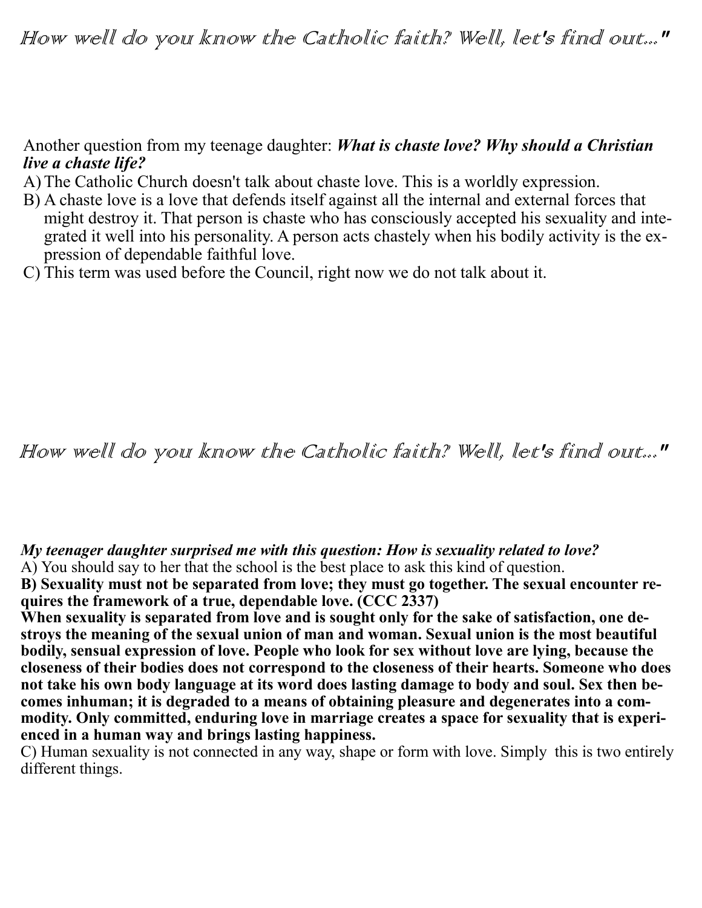*How well do you know the Catholic faith? Well, let's find out..."*

Another question from my teenage daughter: ***What is chaste love? Why should a Christian live a chaste life?***

A) The Catholic Church doesn't talk about chaste love. This is a worldly expression.

B) A chaste love is a love that defends itself against all the internal and external forces that might destroy it. That person is chaste who has consciously accepted his sexuality and integrated it well into his personality. A person acts chastely when his bodily activity is the expression of dependable faithful love.

C) This term was used before the Council, right now we do not talk about it.

*How well do you know the Catholic faith? Well, let's find out..."*

***My teenager daughter surprised me with this question: How is sexuality related to love?***

A) You should say to her that the school is the best place to ask this kind of question.

**B) Sexuality must not be separated from love; they must go together. The sexual encounter requires the framework of a true, dependable love. (CCC 2337)**

**When sexuality is separated from love and is sought only for the sake of satisfaction, one destroys the meaning of the sexual union of man and woman. Sexual union is the most beautiful bodily, sensual expression of love. People who look for sex without love are lying, because the closeness of their bodies does not correspond to the closeness of their hearts. Someone who does not take his own body language at its word does lasting damage to body and soul. Sex then becomes inhuman; it is degraded to a means of obtaining pleasure and degenerates into a commodity. Only committed, enduring love in marriage creates a space for sexuality that is experienced in a human way and brings lasting happiness.**

C) Human sexuality is not connected in any way, shape or form with love. Simply this is two entirely different things.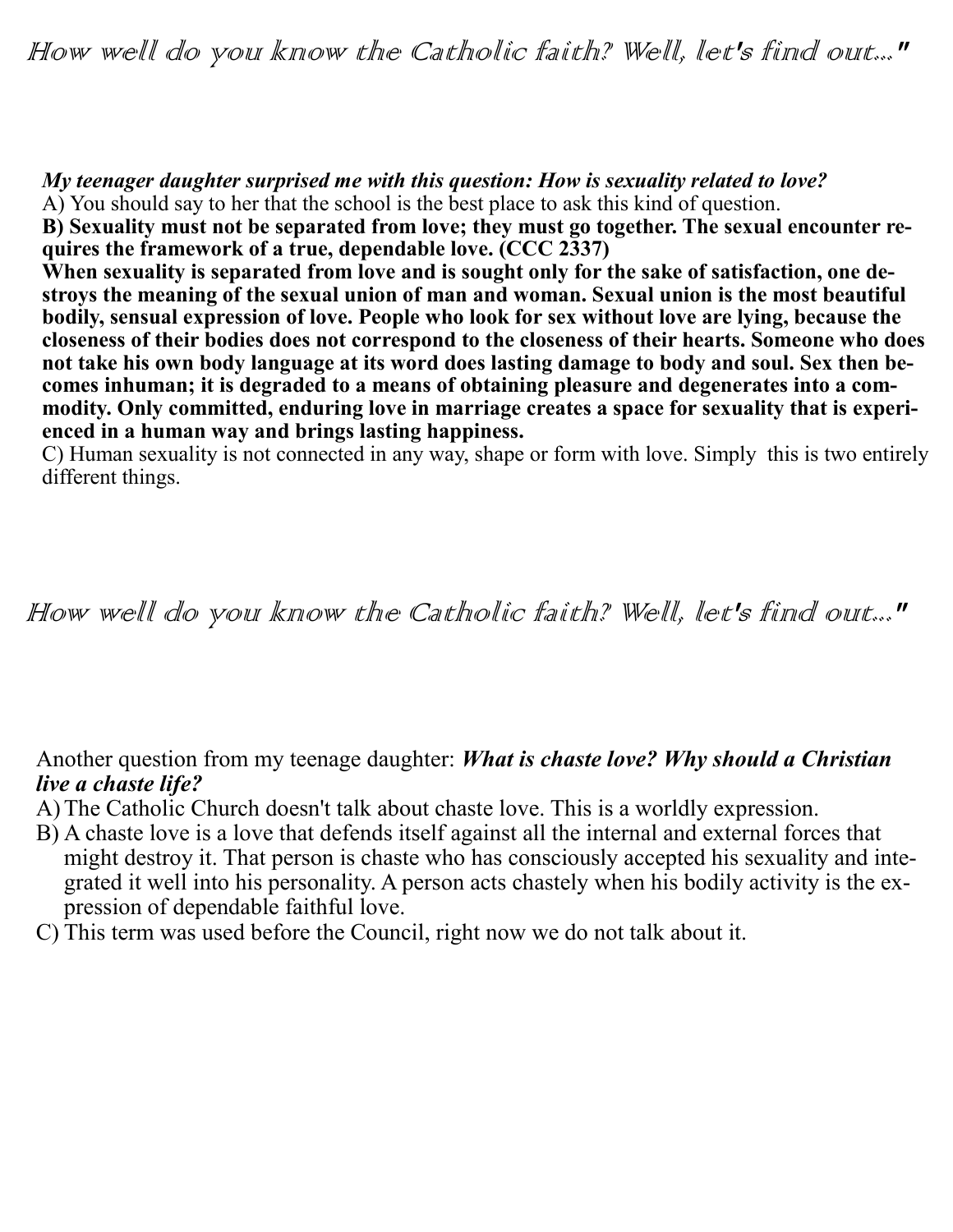# How well do you know the Catholic faith? Well, let's find out..."

***My teenager daughter surprised me with this question: How is sexuality related to love?***

A) You should say to her that the school is the best place to ask this kind of question.

**B) Sexuality must not be separated from love; they must go together. The sexual encounter requires the framework of a true, dependable love. (CCC 2337)**

**When sexuality is separated from love and is sought only for the sake of satisfaction, one destroys the meaning of the sexual union of man and woman. Sexual union is the most beautiful bodily, sensual expression of love. People who look for sex without love are lying, because the closeness of their bodies does not correspond to the closeness of their hearts. Someone who does not take his own body language at its word does lasting damage to body and soul. Sex then becomes inhuman; it is degraded to a means of obtaining pleasure and degenerates into a commodity. Only committed, enduring love in marriage creates a space for sexuality that is experienced in a human way and brings lasting happiness.**

C) Human sexuality is not connected in any way, shape or form with love. Simply this is two entirely different things.

# How well do you know the Catholic faith? Well, let's find out..."

Another question from my teenage daughter: ***What is chaste love? Why should a Christian live a chaste life?***

A) The Catholic Church doesn't talk about chaste love. This is a worldly expression.

B) A chaste love is a love that defends itself against all the internal and external forces that might destroy it. That person is chaste who has consciously accepted his sexuality and integrated it well into his personality. A person acts chastely when his bodily activity is the expression of dependable faithful love.

C) This term was used before the Council, right now we do not talk about it.